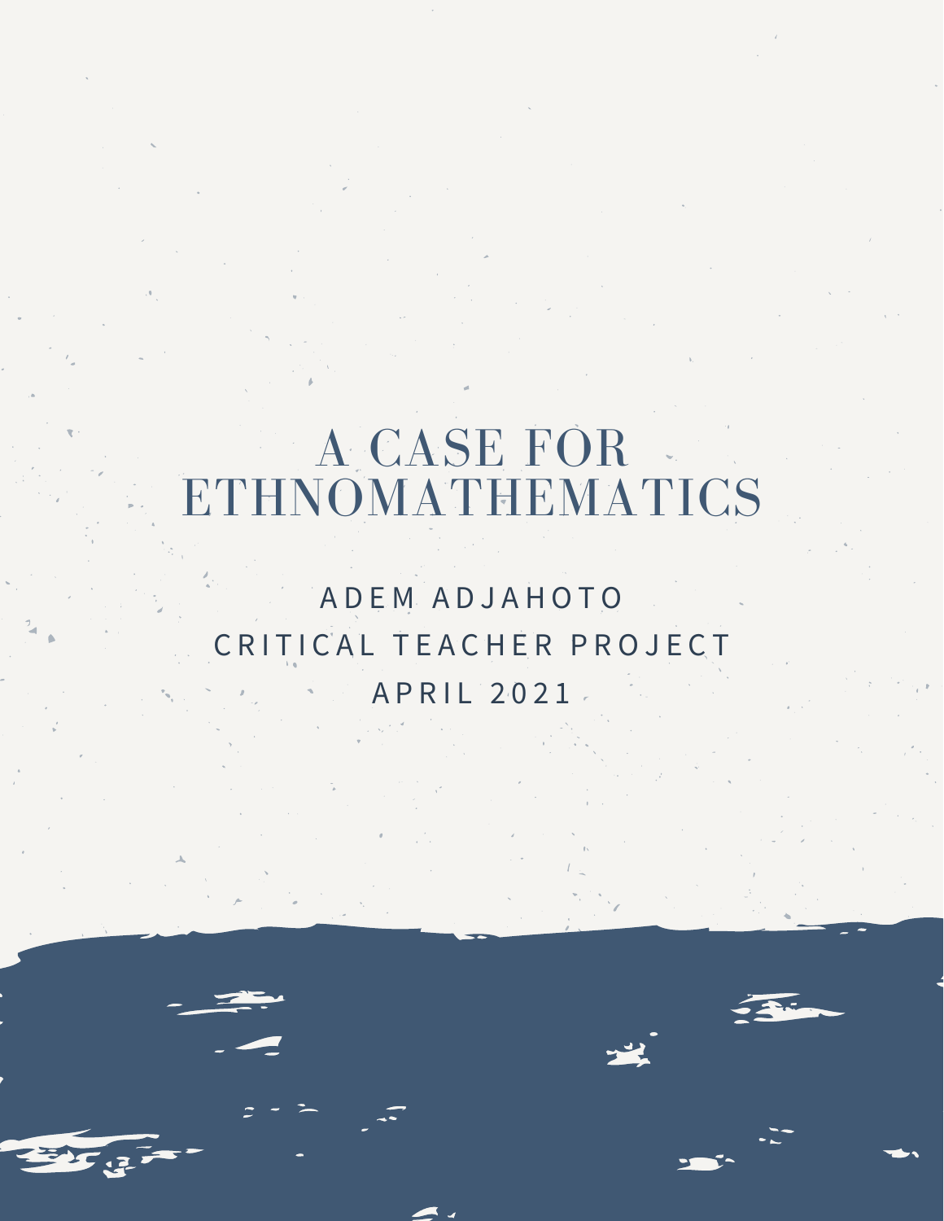# A CASE FOR ETHNOMATHEMATICS

ADEM ADJAHOTO

CRITICAL TEACHER PROJECT

APRIL 2021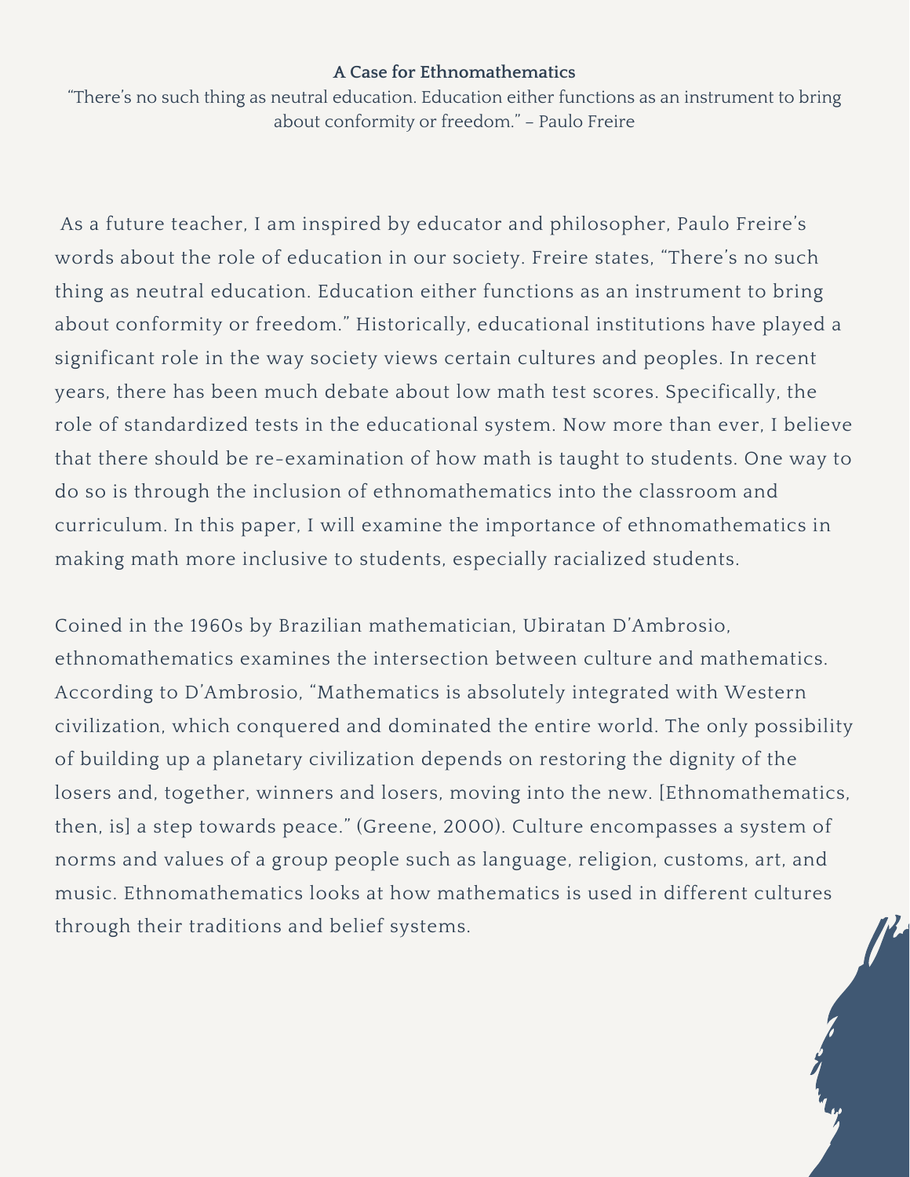# A Case for Ethnomathematics

"There's no such thing as neutral education. Education either functions as an instrument to bring about conformity or freedom." – Paulo Freire

As a future teacher, I am inspired by educator and philosopher, Paulo Freire's words about the role of education in our society. Freire states, "There's no such thing as neutral education. Education either functions as an instrument to bring about conformity or freedom." Historically, educational institutions have played a significant role in the way society views certain cultures and peoples. In recent years, there has been much debate about low math test scores. Specifically, the role of standardized tests in the educational system. Now more than ever, I believe that there should be re-examination of how math is taught to students. One way to do so is through the inclusion of ethnomathematics into the classroom and curriculum. In this paper, I will examine the importance of ethnomathematics in making math more inclusive to students, especially racialized students.

Coined in the 1960s by Brazilian mathematician, Ubiratan D'Ambrosio, ethnomathematics examines the intersection between culture and mathematics. According to D'Ambrosio, "Mathematics is absolutely integrated with Western civilization, which conquered and dominated the entire world. The only possibility of building up a planetary civilization depends on restoring the dignity of the losers and, together, winners and losers, moving into the new. [Ethnomathematics, then, is] a step towards peace." (Greene, 2000). Culture encompasses a system of norms and values of a group people such as language, religion, customs, art, and music. Ethnomathematics looks at how mathematics is used in different cultures through their traditions and belief systems.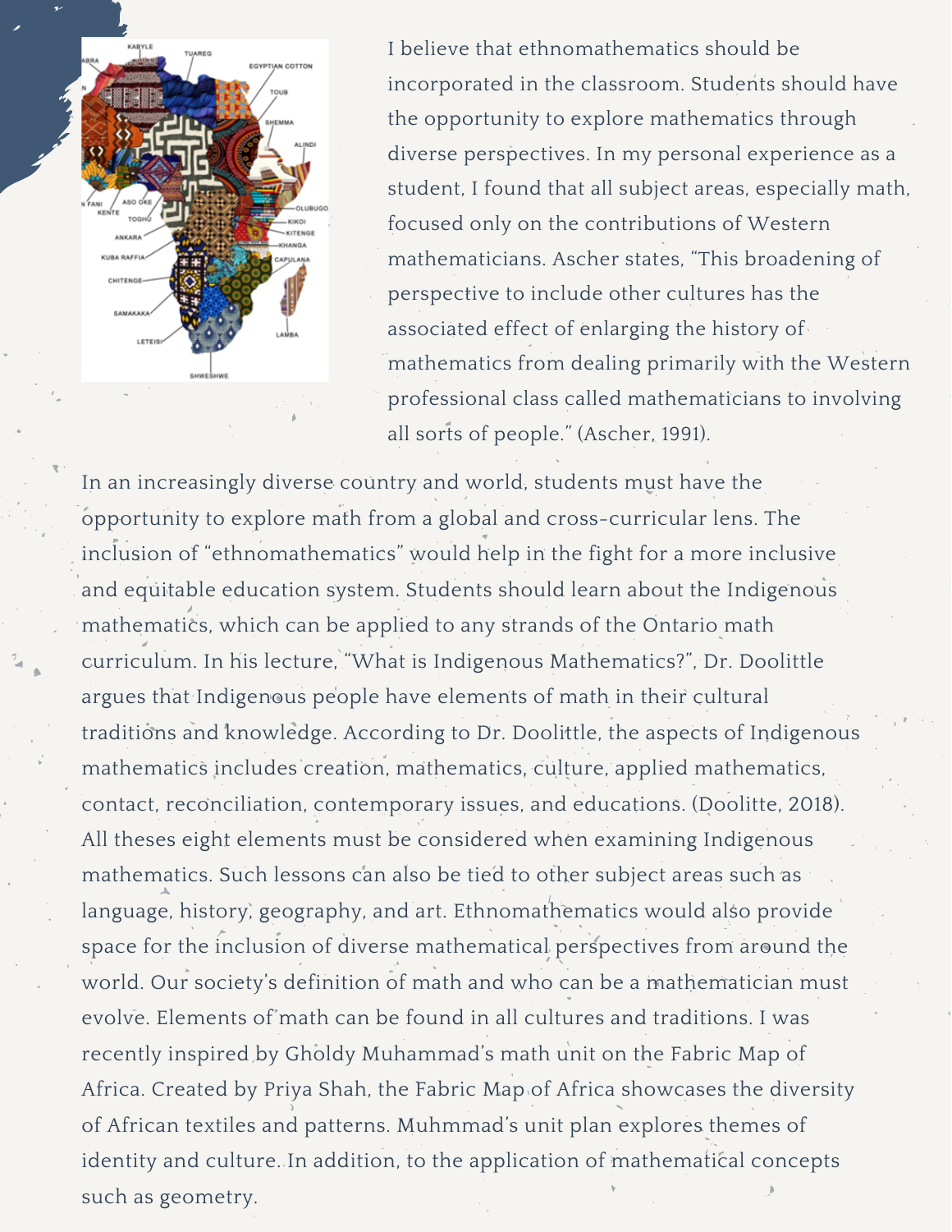I believe that ethnomathematics should be incorporated in the classroom. Students should have the opportunity to explore mathematics through diverse perspectives. In my personal experience as a student, I found that all subject areas, especially math, focused only on the contributions of Western mathematicians. Ascher states, "This broadening of perspective to include other cultures has the associated effect of enlarging the history of mathematics from dealing primarily with the Western professional class called mathematicians to involving all sorts of people." (Ascher, 1991).

In an increasingly diverse country and world, students must have the opportunity to explore math from a global and cross-curricular lens. The inclusion of "ethnomathematics" would help in the fight for a more inclusive and equitable education system. Students should learn about the Indigenous mathematics, which can be applied to any strands of the Ontario math curriculum. In his lecture, "What is Indigenous Mathematics?", Dr. Doolittle argues that Indigenous people have elements of math in their cultural traditions and knowledge. According to Dr. Doolittle, the aspects of Indigenous mathematics includes creation, mathematics, culture, applied mathematics, contact, reconciliation, contemporary issues, and educations. (Doolitte, 2018). All theses eight elements must be considered when examining Indigenous mathematics. Such lessons can also be tied to other subject areas such as language, history, geography, and art. Ethnomathematics would also provide space for the inclusion of diverse mathematical perspectives from around the world. Our society's definition of math and who can be a mathematician must evolve. Elements of math can be found in all cultures and traditions. I was recently inspired by Gholdy Muhammad's math unit on the Fabric Map of Africa. Created by Priya Shah, the Fabric Map of Africa showcases the diversity of African textiles and patterns. Muhmmad's unit plan explores themes of identity and culture. In addition, to the application of mathematical concepts such as geometry.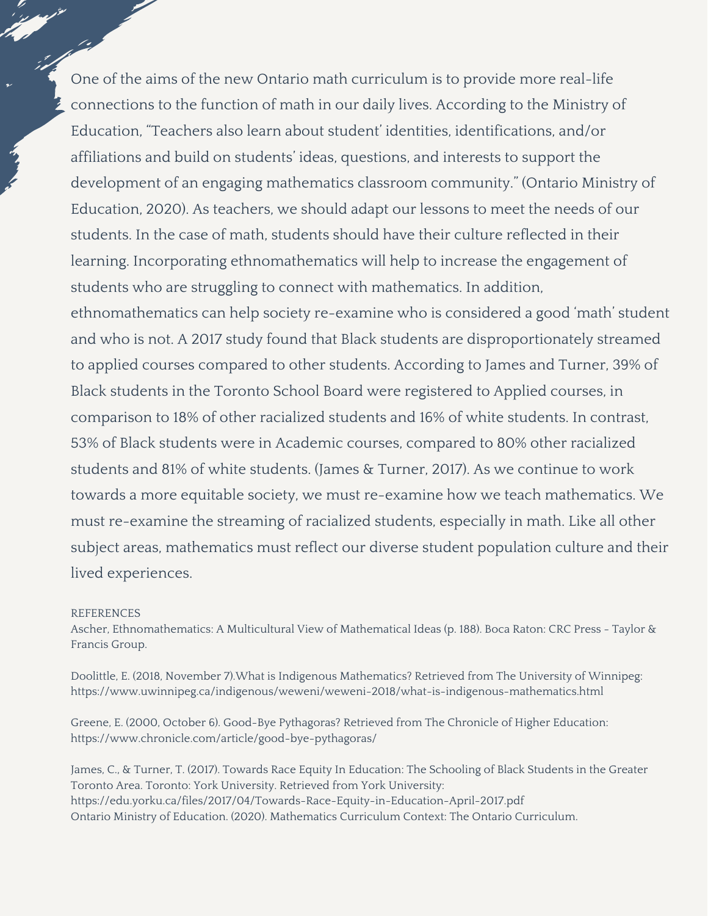One of the aims of the new Ontario math curriculum is to provide more real-life connections to the function of math in our daily lives. According to the Ministry of Education, "Teachers also learn about student' identities, identifications, and/or affiliations and build on students' ideas, questions, and interests to support the development of an engaging mathematics classroom community." (Ontario Ministry of Education, 2020). As teachers, we should adapt our lessons to meet the needs of our students. In the case of math, students should have their culture reflected in their learning. Incorporating ethnomathematics will help to increase the engagement of students who are struggling to connect with mathematics. In addition, ethnomathematics can help society re-examine who is considered a good 'math' student and who is not. A 2017 study found that Black students are disproportionately streamed to applied courses compared to other students. According to James and Turner, 39% of Black students in the Toronto School Board were registered to Applied courses, in comparison to 18% of other racialized students and 16% of white students. In contrast, 53% of Black students were in Academic courses, compared to 80% other racialized students and 81% of white students. (James & Turner, 2017). As we continue to work towards a more equitable society, we must re-examine how we teach mathematics. We must re-examine the streaming of racialized students, especially in math. Like all other subject areas, mathematics must reflect our diverse student population culture and their lived experiences.

REFERENCES

Ascher, Ethnomathematics: A Multicultural View of Mathematical Ideas (p. 188). Boca Raton: CRC Press - Taylor & Francis Group.

Doolittle, E. (2018, November 7).What is Indigenous Mathematics? Retrieved from The University of Winnipeg: https://www.uwinnipeg.ca/indigenous/weweni/weweni-2018/what-is-indigenous-mathematics.html

Greene, E. (2000, October 6). Good-Bye Pythagoras? Retrieved from The Chronicle of Higher Education: https://www.chronicle.com/article/good-bye-pythagoras/

James, C., & Turner, T. (2017). Towards Race Equity In Education: The Schooling of Black Students in the Greater Toronto Area. Toronto: York University. Retrieved from York University: https://edu.yorku.ca/files/2017/04/Towards-Race-Equity-in-Education-April-2017.pdf

Ontario Ministry of Education. (2020). Mathematics Curriculum Context: The Ontario Curriculum.